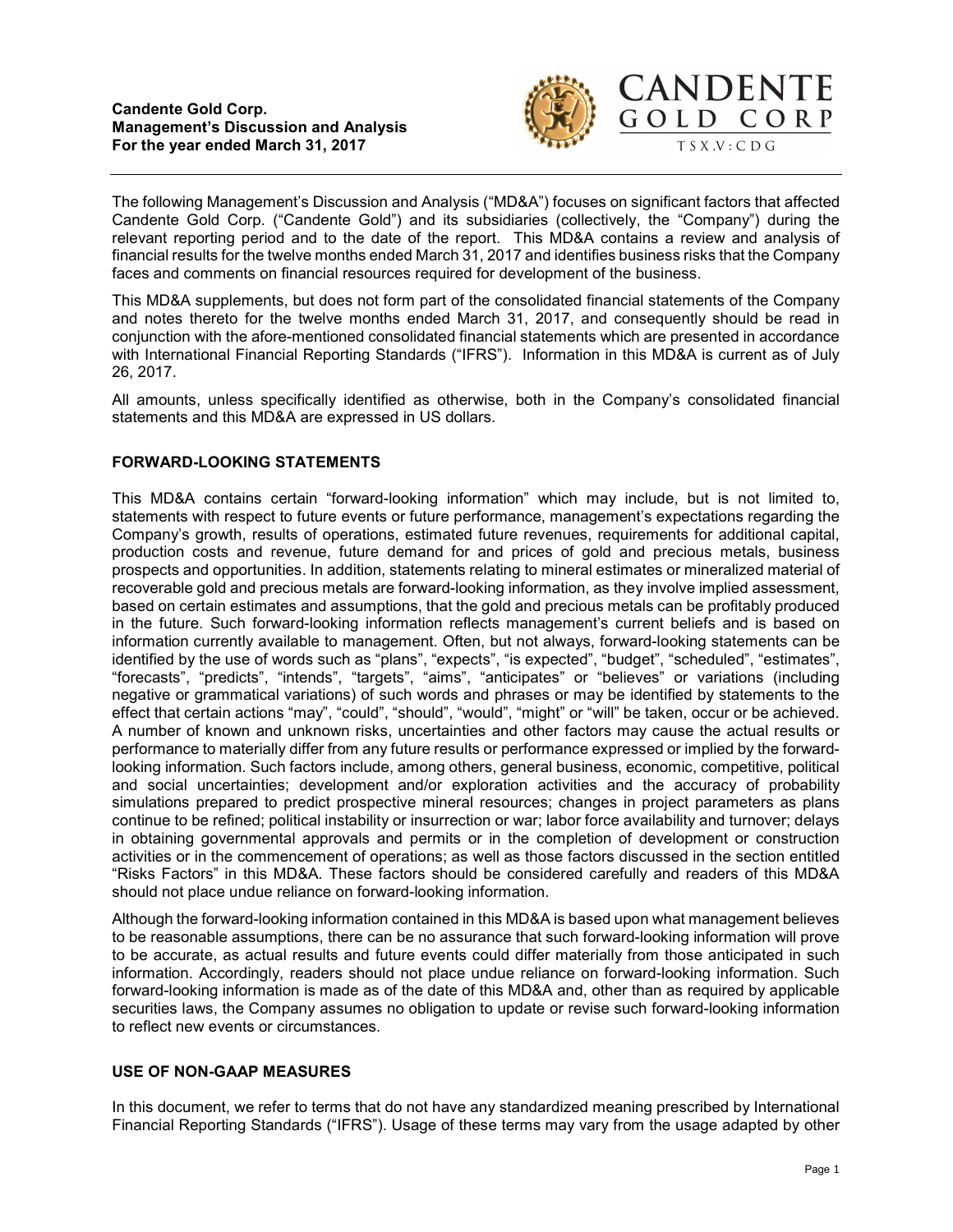**Candente Gold Corp.**
**Management's Discussion and Analysis**
**For the year ended March 31, 2017**

CANDENTE GOLD CORP
TSX.V:CDG

The following Management's Discussion and Analysis ("MD&A") focuses on significant factors that affected Candente Gold Corp. ("Candente Gold") and its subsidiaries (collectively, the "Company") during the relevant reporting period and to the date of the report. This MD&A contains a review and analysis of financial results for the twelve months ended March 31, 2017 and identifies business risks that the Company faces and comments on financial resources required for development of the business.

This MD&A supplements, but does not form part of the consolidated financial statements of the Company and notes thereto for the twelve months ended March 31, 2017, and consequently should be read in conjunction with the afore-mentioned consolidated financial statements which are presented in accordance with International Financial Reporting Standards ("IFRS"). Information in this MD&A is current as of July 26, 2017.

All amounts, unless specifically identified as otherwise, both in the Company's consolidated financial statements and this MD&A are expressed in US dollars.

## FORWARD-LOOKING STATEMENTS

This MD&A contains certain "forward-looking information" which may include, but is not limited to, statements with respect to future events or future performance, management's expectations regarding the Company's growth, results of operations, estimated future revenues, requirements for additional capital, production costs and revenue, future demand for and prices of gold and precious metals, business prospects and opportunities. In addition, statements relating to mineral estimates or mineralized material of recoverable gold and precious metals are forward-looking information, as they involve implied assessment, based on certain estimates and assumptions, that the gold and precious metals can be profitably produced in the future. Such forward-looking information reflects management's current beliefs and is based on information currently available to management. Often, but not always, forward-looking statements can be identified by the use of words such as "plans", "expects", "is expected", "budget", "scheduled", "estimates", "forecasts", "predicts", "intends", "targets", "aims", "anticipates" or "believes" or variations (including negative or grammatical variations) of such words and phrases or may be identified by statements to the effect that certain actions "may", "could", "should", "would", "might" or "will" be taken, occur or be achieved. A number of known and unknown risks, uncertainties and other factors may cause the actual results or performance to materially differ from any future results or performance expressed or implied by the forward-looking information. Such factors include, among others, general business, economic, competitive, political and social uncertainties; development and/or exploration activities and the accuracy of probability simulations prepared to predict prospective mineral resources; changes in project parameters as plans continue to be refined; political instability or insurrection or war; labor force availability and turnover; delays in obtaining governmental approvals and permits or in the completion of development or construction activities or in the commencement of operations; as well as those factors discussed in the section entitled "Risks Factors" in this MD&A. These factors should be considered carefully and readers of this MD&A should not place undue reliance on forward-looking information.

Although the forward-looking information contained in this MD&A is based upon what management believes to be reasonable assumptions, there can be no assurance that such forward-looking information will prove to be accurate, as actual results and future events could differ materially from those anticipated in such information. Accordingly, readers should not place undue reliance on forward-looking information. Such forward-looking information is made as of the date of this MD&A and, other than as required by applicable securities laws, the Company assumes no obligation to update or revise such forward-looking information to reflect new events or circumstances.

## USE OF NON-GAAP MEASURES

In this document, we refer to terms that do not have any standardized meaning prescribed by International Financial Reporting Standards ("IFRS"). Usage of these terms may vary from the usage adapted by other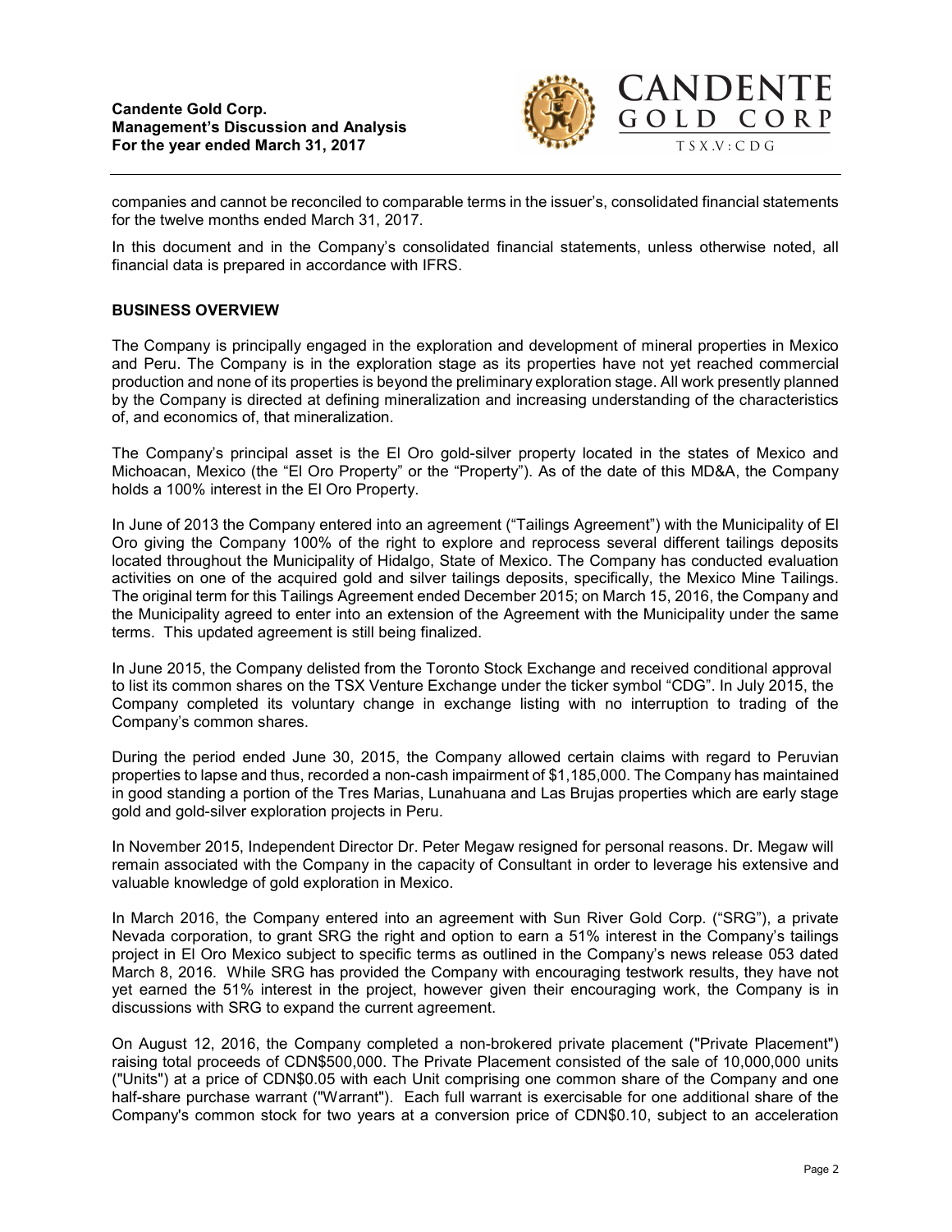companies and cannot be reconciled to comparable terms in the issuer's, consolidated financial statements for the twelve months ended March 31, 2017.

In this document and in the Company's consolidated financial statements, unless otherwise noted, all financial data is prepared in accordance with IFRS.

## BUSINESS OVERVIEW

The Company is principally engaged in the exploration and development of mineral properties in Mexico and Peru. The Company is in the exploration stage as its properties have not yet reached commercial production and none of its properties is beyond the preliminary exploration stage. All work presently planned by the Company is directed at defining mineralization and increasing understanding of the characteristics of, and economics of, that mineralization.

The Company's principal asset is the El Oro gold-silver property located in the states of Mexico and Michoacan, Mexico (the "El Oro Property" or the "Property"). As of the date of this MD&A, the Company holds a 100% interest in the El Oro Property.

In June of 2013 the Company entered into an agreement ("Tailings Agreement") with the Municipality of El Oro giving the Company 100% of the right to explore and reprocess several different tailings deposits located throughout the Municipality of Hidalgo, State of Mexico. The Company has conducted evaluation activities on one of the acquired gold and silver tailings deposits, specifically, the Mexico Mine Tailings. The original term for this Tailings Agreement ended December 2015; on March 15, 2016, the Company and the Municipality agreed to enter into an extension of the Agreement with the Municipality under the same terms. This updated agreement is still being finalized.

In June 2015, the Company delisted from the Toronto Stock Exchange and received conditional approval to list its common shares on the TSX Venture Exchange under the ticker symbol "CDG". In July 2015, the Company completed its voluntary change in exchange listing with no interruption to trading of the Company's common shares.

During the period ended June 30, 2015, the Company allowed certain claims with regard to Peruvian properties to lapse and thus, recorded a non-cash impairment of $1,185,000. The Company has maintained in good standing a portion of the Tres Marias, Lunahuana and Las Brujas properties which are early stage gold and gold-silver exploration projects in Peru.

In November 2015, Independent Director Dr. Peter Megaw resigned for personal reasons. Dr. Megaw will remain associated with the Company in the capacity of Consultant in order to leverage his extensive and valuable knowledge of gold exploration in Mexico.

In March 2016, the Company entered into an agreement with Sun River Gold Corp. ("SRG"), a private Nevada corporation, to grant SRG the right and option to earn a 51% interest in the Company's tailings project in El Oro Mexico subject to specific terms as outlined in the Company's news release 053 dated March 8, 2016. While SRG has provided the Company with encouraging testwork results, they have not yet earned the 51% interest in the project, however given their encouraging work, the Company is in discussions with SRG to expand the current agreement.

On August 12, 2016, the Company completed a non-brokered private placement ("Private Placement") raising total proceeds of CDN$500,000. The Private Placement consisted of the sale of 10,000,000 units ("Units") at a price of CDN$0.05 with each Unit comprising one common share of the Company and one half-share purchase warrant ("Warrant"). Each full warrant is exercisable for one additional share of the Company's common stock for two years at a conversion price of CDN$0.10, subject to an acceleration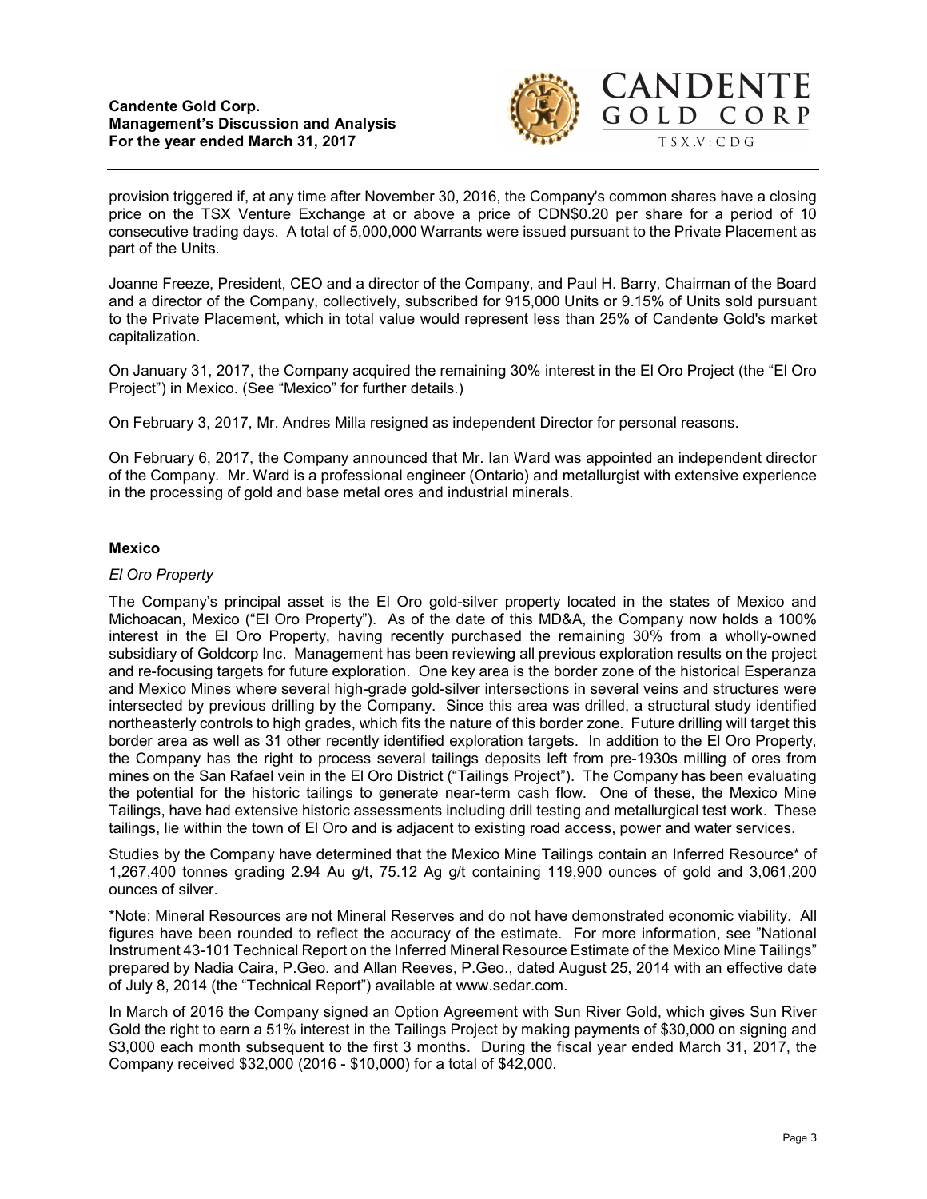provision triggered if, at any time after November 30, 2016, the Company's common shares have a closing price on the TSX Venture Exchange at or above a price of CDN$0.20 per share for a period of 10 consecutive trading days. A total of 5,000,000 Warrants were issued pursuant to the Private Placement as part of the Units.

Joanne Freeze, President, CEO and a director of the Company, and Paul H. Barry, Chairman of the Board and a director of the Company, collectively, subscribed for 915,000 Units or 9.15% of Units sold pursuant to the Private Placement, which in total value would represent less than 25% of Candente Gold's market capitalization.

On January 31, 2017, the Company acquired the remaining 30% interest in the El Oro Project (the "El Oro Project") in Mexico. (See "Mexico" for further details.)

On February 3, 2017, Mr. Andres Milla resigned as independent Director for personal reasons.

On February 6, 2017, the Company announced that Mr. Ian Ward was appointed an independent director of the Company. Mr. Ward is a professional engineer (Ontario) and metallurgist with extensive experience in the processing of gold and base metal ores and industrial minerals.

## Mexico

### *El Oro Property*

The Company's principal asset is the El Oro gold-silver property located in the states of Mexico and Michoacan, Mexico ("El Oro Property"). As of the date of this MD&A, the Company now holds a 100% interest in the El Oro Property, having recently purchased the remaining 30% from a wholly-owned subsidiary of Goldcorp Inc. Management has been reviewing all previous exploration results on the project and re-focusing targets for future exploration. One key area is the border zone of the historical Esperanza and Mexico Mines where several high-grade gold-silver intersections in several veins and structures were intersected by previous drilling by the Company. Since this area was drilled, a structural study identified northeasterly controls to high grades, which fits the nature of this border zone. Future drilling will target this border area as well as 31 other recently identified exploration targets. In addition to the El Oro Property, the Company has the right to process several tailings deposits left from pre-1930s milling of ores from mines on the San Rafael vein in the El Oro District ("Tailings Project"). The Company has been evaluating the potential for the historic tailings to generate near-term cash flow. One of these, the Mexico Mine Tailings, have had extensive historic assessments including drill testing and metallurgical test work. These tailings, lie within the town of El Oro and is adjacent to existing road access, power and water services.

Studies by the Company have determined that the Mexico Mine Tailings contain an Inferred Resource* of 1,267,400 tonnes grading 2.94 Au g/t, 75.12 Ag g/t containing 119,900 ounces of gold and 3,061,200 ounces of silver.

*Note: Mineral Resources are not Mineral Reserves and do not have demonstrated economic viability. All figures have been rounded to reflect the accuracy of the estimate. For more information, see "National Instrument 43-101 Technical Report on the Inferred Mineral Resource Estimate of the Mexico Mine Tailings" prepared by Nadia Caira, P.Geo. and Allan Reeves, P.Geo., dated August 25, 2014 with an effective date of July 8, 2014 (the "Technical Report") available at www.sedar.com.

In March of 2016 the Company signed an Option Agreement with Sun River Gold, which gives Sun River Gold the right to earn a 51% interest in the Tailings Project by making payments of $30,000 on signing and $3,000 each month subsequent to the first 3 months. During the fiscal year ended March 31, 2017, the Company received $32,000 (2016 - $10,000) for a total of $42,000.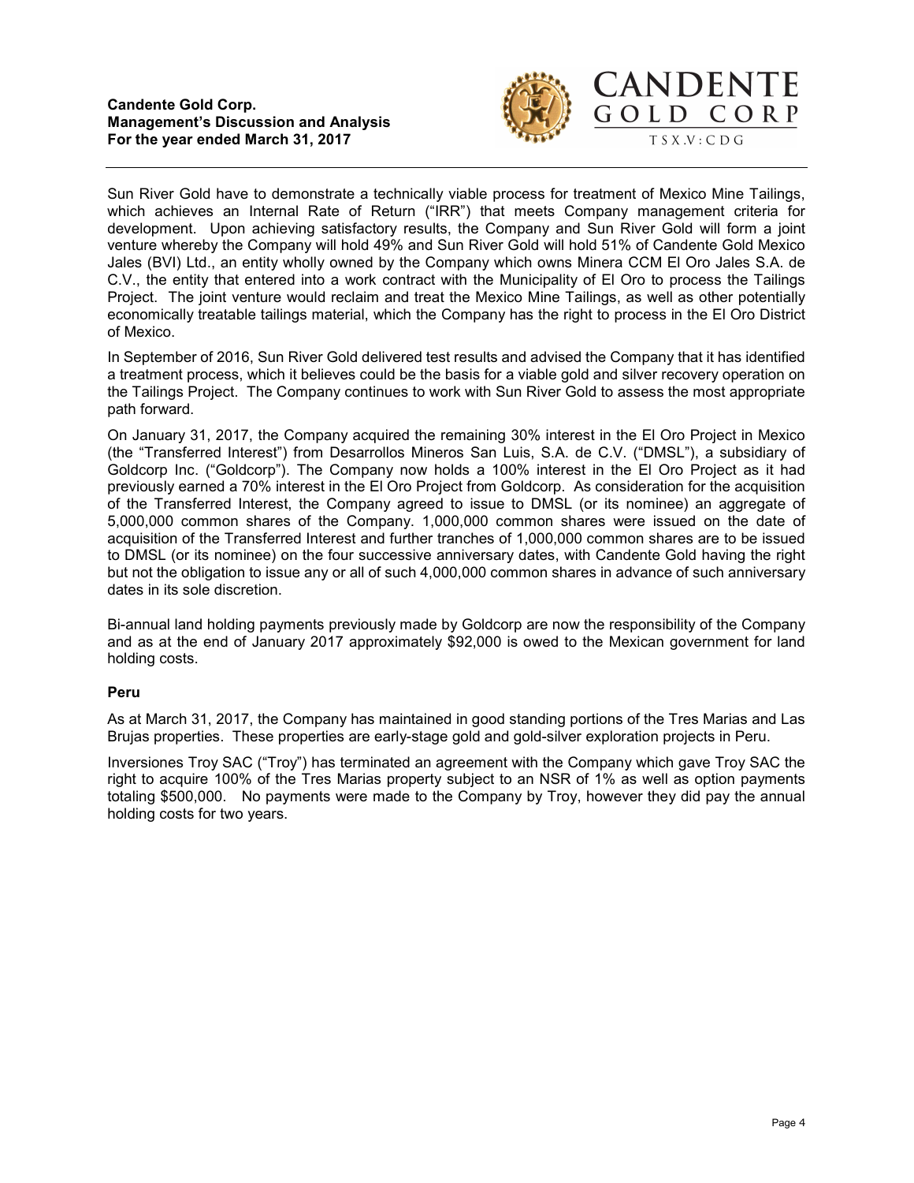Sun River Gold have to demonstrate a technically viable process for treatment of Mexico Mine Tailings, which achieves an Internal Rate of Return ("IRR") that meets Company management criteria for development. Upon achieving satisfactory results, the Company and Sun River Gold will form a joint venture whereby the Company will hold 49% and Sun River Gold will hold 51% of Candente Gold Mexico Jales (BVI) Ltd., an entity wholly owned by the Company which owns Minera CCM El Oro Jales S.A. de C.V., the entity that entered into a work contract with the Municipality of El Oro to process the Tailings Project. The joint venture would reclaim and treat the Mexico Mine Tailings, as well as other potentially economically treatable tailings material, which the Company has the right to process in the El Oro District of Mexico.

In September of 2016, Sun River Gold delivered test results and advised the Company that it has identified a treatment process, which it believes could be the basis for a viable gold and silver recovery operation on the Tailings Project. The Company continues to work with Sun River Gold to assess the most appropriate path forward.

On January 31, 2017, the Company acquired the remaining 30% interest in the El Oro Project in Mexico (the "Transferred Interest") from Desarrollos Mineros San Luis, S.A. de C.V. ("DMSL"), a subsidiary of Goldcorp Inc. ("Goldcorp"). The Company now holds a 100% interest in the El Oro Project as it had previously earned a 70% interest in the El Oro Project from Goldcorp. As consideration for the acquisition of the Transferred Interest, the Company agreed to issue to DMSL (or its nominee) an aggregate of 5,000,000 common shares of the Company. 1,000,000 common shares were issued on the date of acquisition of the Transferred Interest and further tranches of 1,000,000 common shares are to be issued to DMSL (or its nominee) on the four successive anniversary dates, with Candente Gold having the right but not the obligation to issue any or all of such 4,000,000 common shares in advance of such anniversary dates in its sole discretion.

Bi-annual land holding payments previously made by Goldcorp are now the responsibility of the Company and as at the end of January 2017 approximately $92,000 is owed to the Mexican government for land holding costs.

**Peru**

As at March 31, 2017, the Company has maintained in good standing portions of the Tres Marias and Las Brujas properties. These properties are early-stage gold and gold-silver exploration projects in Peru.

Inversiones Troy SAC ("Troy") has terminated an agreement with the Company which gave Troy SAC the right to acquire 100% of the Tres Marias property subject to an NSR of 1% as well as option payments totaling $500,000. No payments were made to the Company by Troy, however they did pay the annual holding costs for two years.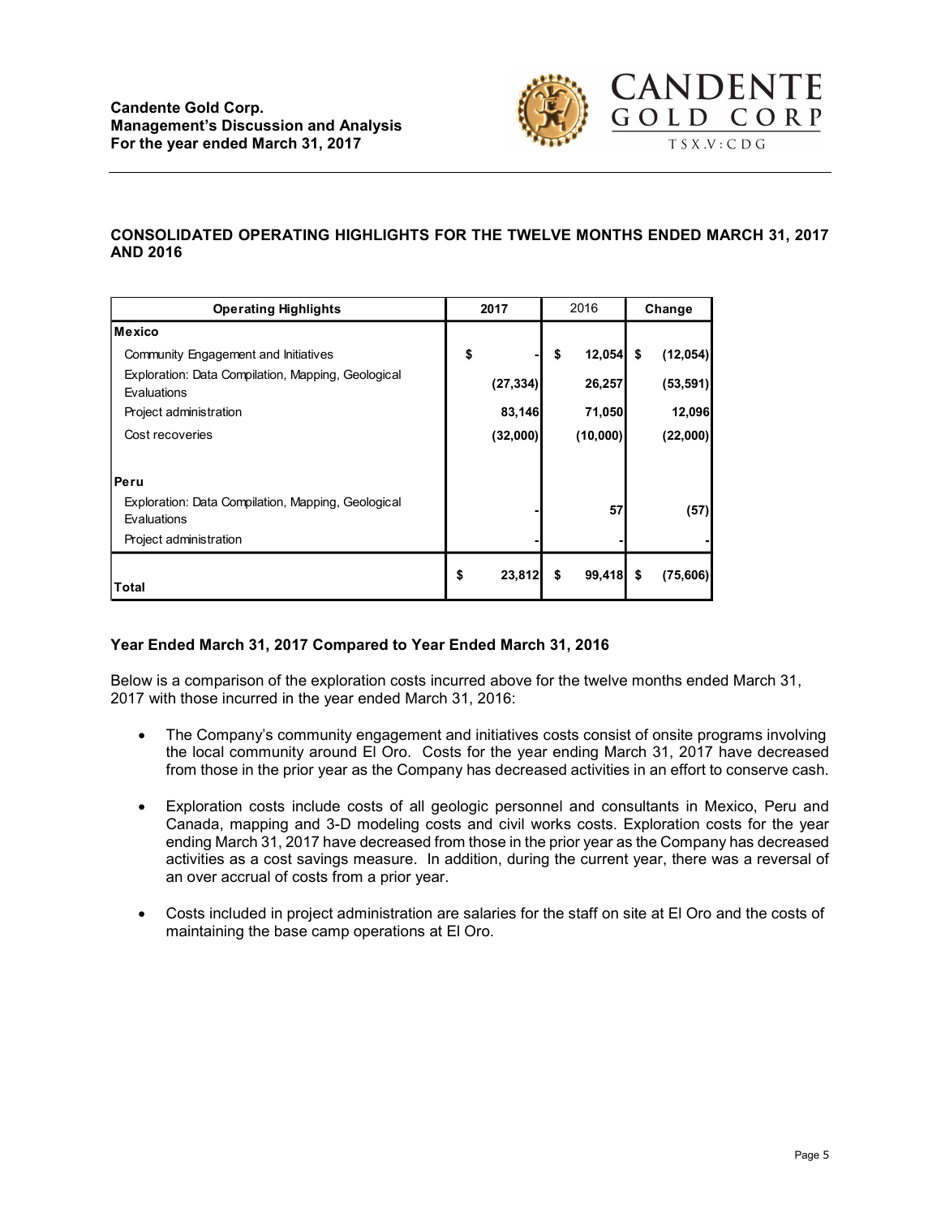## CONSOLIDATED OPERATING HIGHLIGHTS FOR THE TWELVE MONTHS ENDED MARCH 31, 2017 AND 2016

| Operating Highlights | 2017 | 2016 | Change |
|---|---|---|---|
| **Mexico** | | | |
| Community Engagement and Initiatives | $ - | $ 12,054 | $ (12,054) |
| Exploration: Data Compilation, Mapping, Geological Evaluations | (27,334) | 26,257 | (53,591) |
| Project administration | 83,146 | 71,050 | 12,096 |
| Cost recoveries | (32,000) | (10,000) | (22,000) |
| **Peru** | | | |
| Exploration: Data Compilation, Mapping, Geological Evaluations | - | 57 | (57) |
| Project administration | - | - | - |
| **Total** | $ 23,812 | $ 99,418 | $ (75,606) |

### Year Ended March 31, 2017 Compared to Year Ended March 31, 2016

Below is a comparison of the exploration costs incurred above for the twelve months ended March 31, 2017 with those incurred in the year ended March 31, 2016:

- The Company's community engagement and initiatives costs consist of onsite programs involving the local community around El Oro. Costs for the year ending March 31, 2017 have decreased from those in the prior year as the Company has decreased activities in an effort to conserve cash.
- Exploration costs include costs of all geologic personnel and consultants in Mexico, Peru and Canada, mapping and 3-D modeling costs and civil works costs. Exploration costs for the year ending March 31, 2017 have decreased from those in the prior year as the Company has decreased activities as a cost savings measure. In addition, during the current year, there was a reversal of an over accrual of costs from a prior year.
- Costs included in project administration are salaries for the staff on site at El Oro and the costs of maintaining the base camp operations at El Oro.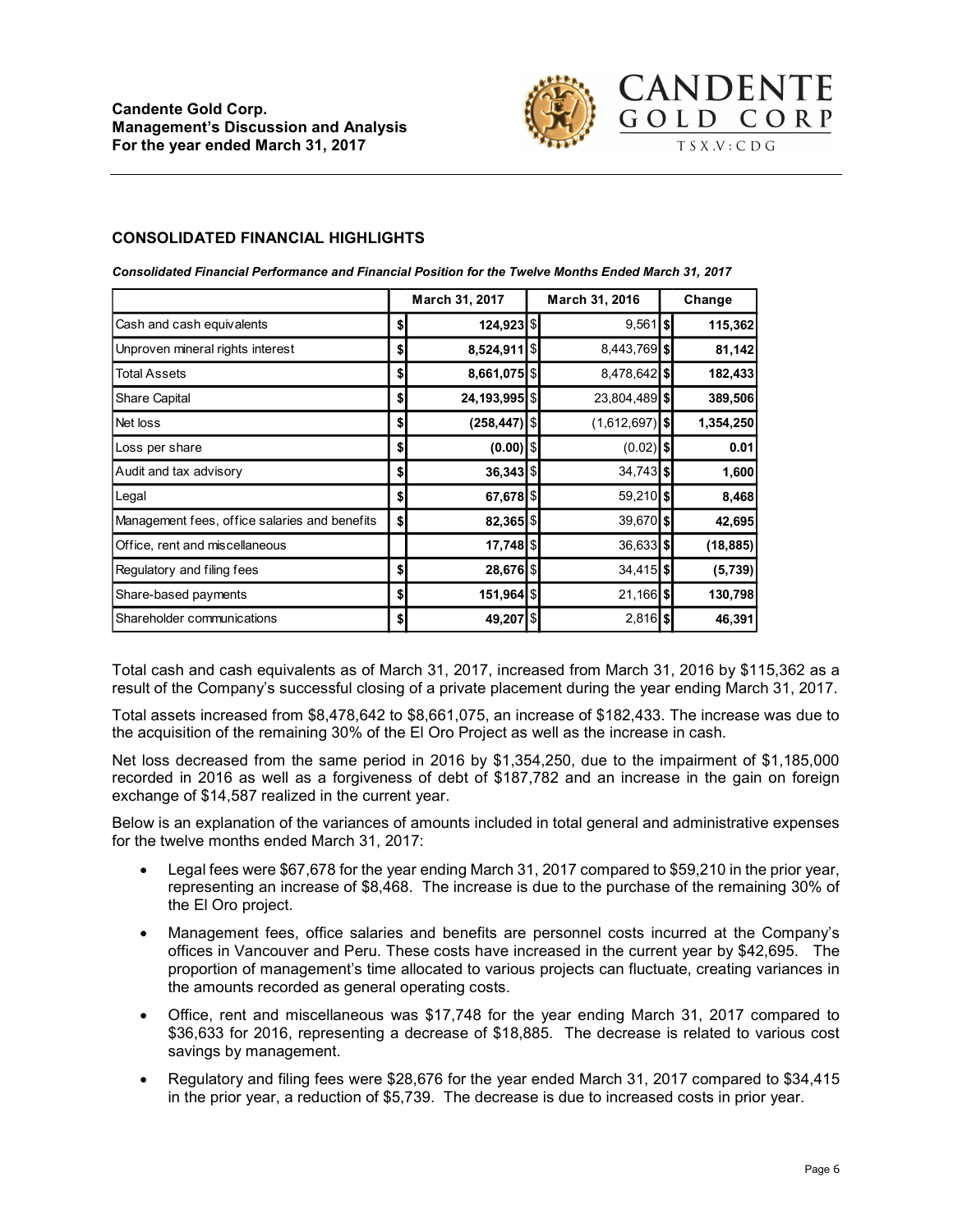## CONSOLIDATED FINANCIAL HIGHLIGHTS

***Consolidated Financial Performance and Financial Position for the Twelve Months Ended March 31, 2017***

| | March 31, 2017 | March 31, 2016 | Change |
|---|---|---|---|
| Cash and cash equivalents | $ 124,923 | $ 9,561 | $ 115,362 |
| Unproven mineral rights interest | $ 8,524,911 | $ 8,443,769 | $ 81,142 |
| Total Assets | $ 8,661,075 | $ 8,478,642 | $ 182,433 |
| Share Capital | $ 24,193,995 | $ 23,804,489 | $ 389,506 |
| Net loss | $ (258,447) | $ (1,612,697) | $ 1,354,250 |
| Loss per share | $ (0.00) | $ (0.02) | $ 0.01 |
| Audit and tax advisory | $ 36,343 | $ 34,743 | $ 1,600 |
| Legal | $ 67,678 | $ 59,210 | $ 8,468 |
| Management fees, office salaries and benefits | $ 82,365 | $ 39,670 | $ 42,695 |
| Office, rent and miscellaneous | 17,748 | $ 36,633 | $ (18,885) |
| Regulatory and filing fees | $ 28,676 | $ 34,415 | $ (5,739) |
| Share-based payments | $ 151,964 | $ 21,166 | $ 130,798 |
| Shareholder communications | $ 49,207 | $ 2,816 | $ 46,391 |

Total cash and cash equivalents as of March 31, 2017, increased from March 31, 2016 by $115,362 as a result of the Company's successful closing of a private placement during the year ending March 31, 2017.

Total assets increased from $8,478,642 to $8,661,075, an increase of $182,433. The increase was due to the acquisition of the remaining 30% of the El Oro Project as well as the increase in cash.

Net loss decreased from the same period in 2016 by $1,354,250, due to the impairment of $1,185,000 recorded in 2016 as well as a forgiveness of debt of $187,782 and an increase in the gain on foreign exchange of $14,587 realized in the current year.

Below is an explanation of the variances of amounts included in total general and administrative expenses for the twelve months ended March 31, 2017:

- Legal fees were $67,678 for the year ending March 31, 2017 compared to $59,210 in the prior year, representing an increase of $8,468. The increase is due to the purchase of the remaining 30% of the El Oro project.
- Management fees, office salaries and benefits are personnel costs incurred at the Company's offices in Vancouver and Peru. These costs have increased in the current year by $42,695. The proportion of management's time allocated to various projects can fluctuate, creating variances in the amounts recorded as general operating costs.
- Office, rent and miscellaneous was $17,748 for the year ending March 31, 2017 compared to $36,633 for 2016, representing a decrease of $18,885. The decrease is related to various cost savings by management.
- Regulatory and filing fees were $28,676 for the year ended March 31, 2017 compared to $34,415 in the prior year, a reduction of $5,739. The decrease is due to increased costs in prior year.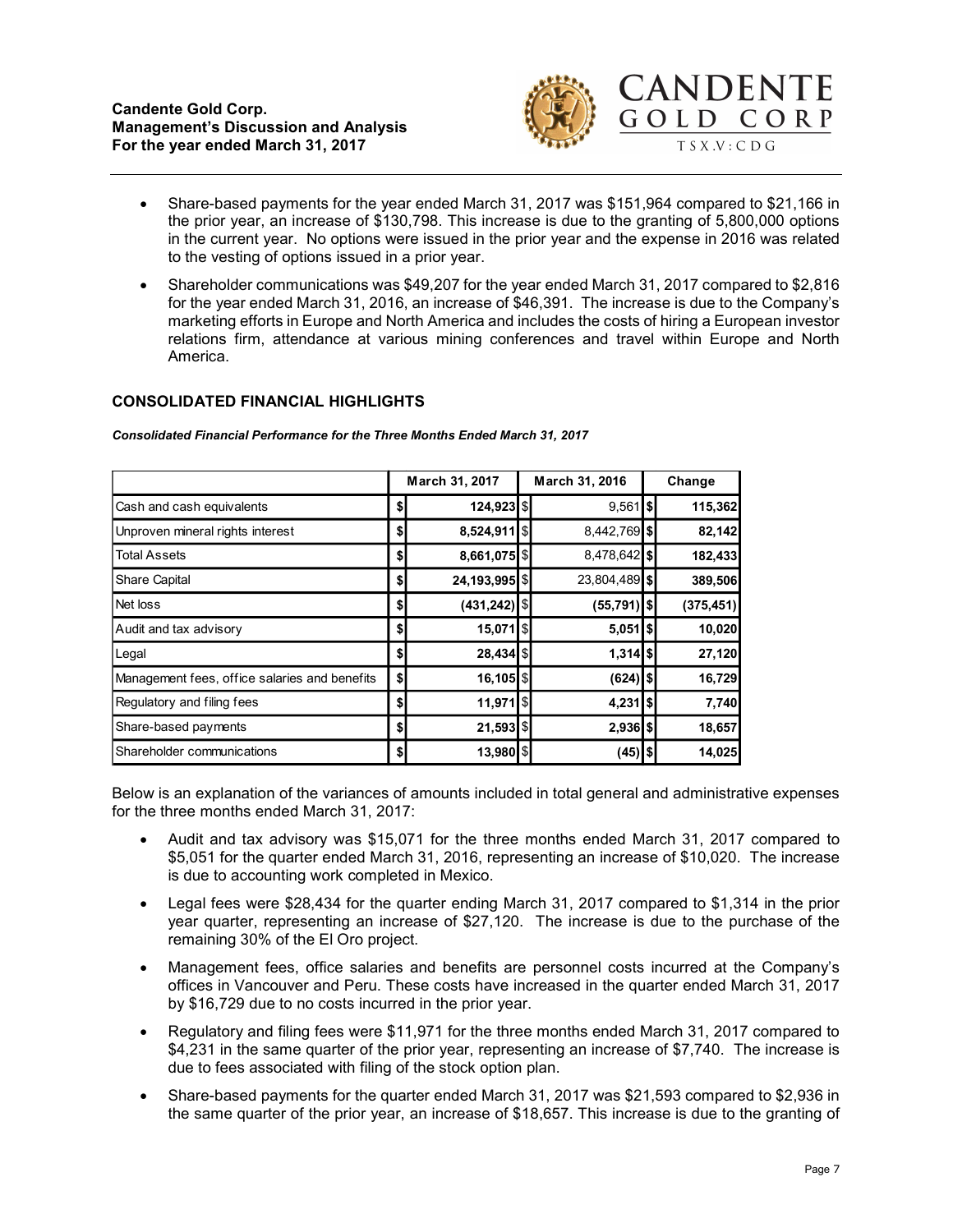- Share-based payments for the year ended March 31, 2017 was $151,964 compared to $21,166 in the prior year, an increase of $130,798. This increase is due to the granting of 5,800,000 options in the current year. No options were issued in the prior year and the expense in 2016 was related to the vesting of options issued in a prior year.
- Shareholder communications was $49,207 for the year ended March 31, 2017 compared to $2,816 for the year ended March 31, 2016, an increase of $46,391. The increase is due to the Company's marketing efforts in Europe and North America and includes the costs of hiring a European investor relations firm, attendance at various mining conferences and travel within Europe and North America.

## CONSOLIDATED FINANCIAL HIGHLIGHTS

***Consolidated Financial Performance for the Three Months Ended March 31, 2017***

| | March 31, 2017 | March 31, 2016 | Change |
|---|---|---|---|
| Cash and cash equivalents | $ 124,923 | $ 9,561 | $ 115,362 |
| Unproven mineral rights interest | $ 8,524,911 | $ 8,442,769 | $ 82,142 |
| Total Assets | $ 8,661,075 | $ 8,478,642 | $ 182,433 |
| Share Capital | $ 24,193,995 | $ 23,804,489 | $ 389,506 |
| Net loss | $ (431,242) | $ (55,791) | $ (375,451) |
| Audit and tax advisory | $ 15,071 | $ 5,051 | $ 10,020 |
| Legal | $ 28,434 | $ 1,314 | $ 27,120 |
| Management fees, office salaries and benefits | $ 16,105 | $ (624) | $ 16,729 |
| Regulatory and filing fees | $ 11,971 | $ 4,231 | $ 7,740 |
| Share-based payments | $ 21,593 | $ 2,936 | $ 18,657 |
| Shareholder communications | $ 13,980 | $ (45) | $ 14,025 |

Below is an explanation of the variances of amounts included in total general and administrative expenses for the three months ended March 31, 2017:

- Audit and tax advisory was $15,071 for the three months ended March 31, 2017 compared to $5,051 for the quarter ended March 31, 2016, representing an increase of $10,020. The increase is due to accounting work completed in Mexico.
- Legal fees were $28,434 for the quarter ending March 31, 2017 compared to $1,314 in the prior year quarter, representing an increase of $27,120. The increase is due to the purchase of the remaining 30% of the El Oro project.
- Management fees, office salaries and benefits are personnel costs incurred at the Company's offices in Vancouver and Peru. These costs have increased in the quarter ended March 31, 2017 by $16,729 due to no costs incurred in the prior year.
- Regulatory and filing fees were $11,971 for the three months ended March 31, 2017 compared to $4,231 in the same quarter of the prior year, representing an increase of $7,740. The increase is due to fees associated with filing of the stock option plan.
- Share-based payments for the quarter ended March 31, 2017 was $21,593 compared to $2,936 in the same quarter of the prior year, an increase of $18,657. This increase is due to the granting of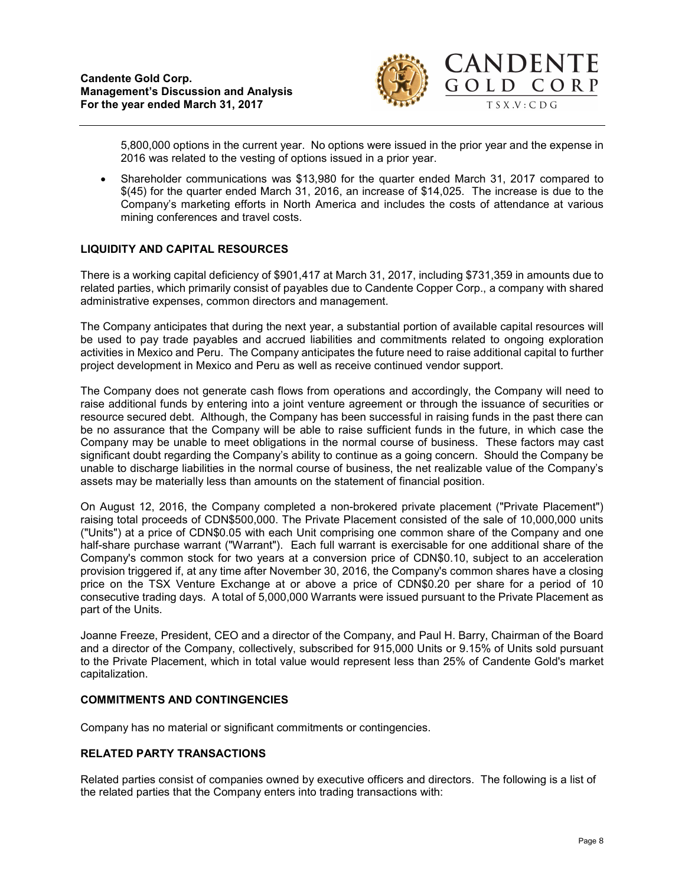5,800,000 options in the current year. No options were issued in the prior year and the expense in 2016 was related to the vesting of options issued in a prior year.

- Shareholder communications was $13,980 for the quarter ended March 31, 2017 compared to $(45) for the quarter ended March 31, 2016, an increase of $14,025. The increase is due to the Company's marketing efforts in North America and includes the costs of attendance at various mining conferences and travel costs.

## LIQUIDITY AND CAPITAL RESOURCES

There is a working capital deficiency of $901,417 at March 31, 2017, including $731,359 in amounts due to related parties, which primarily consist of payables due to Candente Copper Corp., a company with shared administrative expenses, common directors and management.

The Company anticipates that during the next year, a substantial portion of available capital resources will be used to pay trade payables and accrued liabilities and commitments related to ongoing exploration activities in Mexico and Peru. The Company anticipates the future need to raise additional capital to further project development in Mexico and Peru as well as receive continued vendor support.

The Company does not generate cash flows from operations and accordingly, the Company will need to raise additional funds by entering into a joint venture agreement or through the issuance of securities or resource secured debt. Although, the Company has been successful in raising funds in the past there can be no assurance that the Company will be able to raise sufficient funds in the future, in which case the Company may be unable to meet obligations in the normal course of business. These factors may cast significant doubt regarding the Company's ability to continue as a going concern. Should the Company be unable to discharge liabilities in the normal course of business, the net realizable value of the Company's assets may be materially less than amounts on the statement of financial position.

On August 12, 2016, the Company completed a non-brokered private placement ("Private Placement") raising total proceeds of CDN$500,000. The Private Placement consisted of the sale of 10,000,000 units ("Units") at a price of CDN$0.05 with each Unit comprising one common share of the Company and one half-share purchase warrant ("Warrant"). Each full warrant is exercisable for one additional share of the Company's common stock for two years at a conversion price of CDN$0.10, subject to an acceleration provision triggered if, at any time after November 30, 2016, the Company's common shares have a closing price on the TSX Venture Exchange at or above a price of CDN$0.20 per share for a period of 10 consecutive trading days. A total of 5,000,000 Warrants were issued pursuant to the Private Placement as part of the Units.

Joanne Freeze, President, CEO and a director of the Company, and Paul H. Barry, Chairman of the Board and a director of the Company, collectively, subscribed for 915,000 Units or 9.15% of Units sold pursuant to the Private Placement, which in total value would represent less than 25% of Candente Gold's market capitalization.

## COMMITMENTS AND CONTINGENCIES

Company has no material or significant commitments or contingencies.

## RELATED PARTY TRANSACTIONS

Related parties consist of companies owned by executive officers and directors. The following is a list of the related parties that the Company enters into trading transactions with: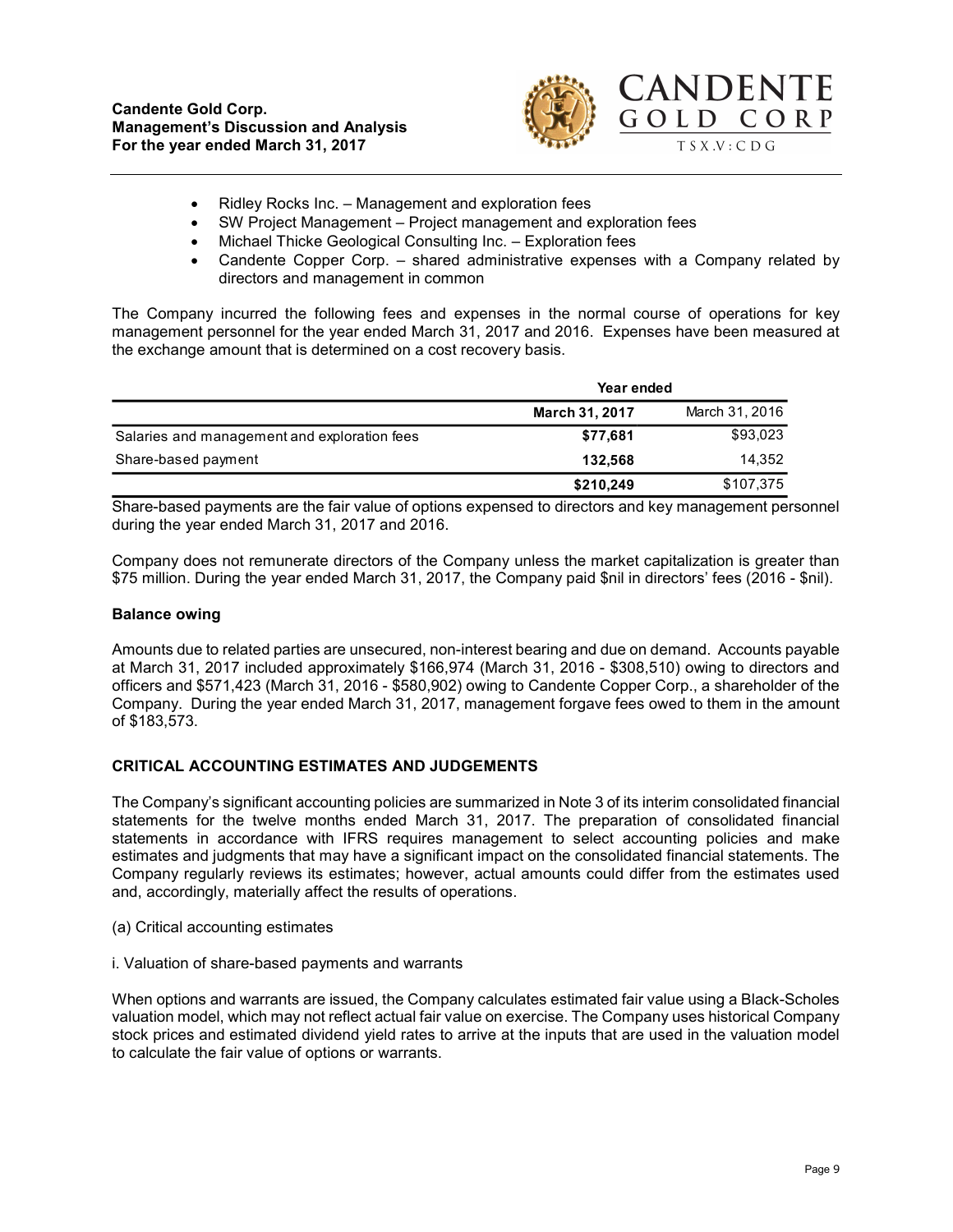- Ridley Rocks Inc. – Management and exploration fees
- SW Project Management – Project management and exploration fees
- Michael Thicke Geological Consulting Inc. – Exploration fees
- Candente Copper Corp. – shared administrative expenses with a Company related by directors and management in common

The Company incurred the following fees and expenses in the normal course of operations for key management personnel for the year ended March 31, 2017 and 2016. Expenses have been measured at the exchange amount that is determined on a cost recovery basis.

| | Year ended | |
|---|---|---|
| | **March 31, 2017** | March 31, 2016 |
| Salaries and management and exploration fees | **$77,681** | $93,023 |
| Share-based payment | **132,568** | 14,352 |
| | **$210,249** | $107,375 |

Share-based payments are the fair value of options expensed to directors and key management personnel during the year ended March 31, 2017 and 2016.

Company does not remunerate directors of the Company unless the market capitalization is greater than $75 million. During the year ended March 31, 2017, the Company paid $nil in directors' fees (2016 - $nil).

### Balance owing

Amounts due to related parties are unsecured, non-interest bearing and due on demand. Accounts payable at March 31, 2017 included approximately $166,974 (March 31, 2016 - $308,510) owing to directors and officers and $571,423 (March 31, 2016 - $580,902) owing to Candente Copper Corp., a shareholder of the Company. During the year ended March 31, 2017, management forgave fees owed to them in the amount of $183,573.

## CRITICAL ACCOUNTING ESTIMATES AND JUDGEMENTS

The Company's significant accounting policies are summarized in Note 3 of its interim consolidated financial statements for the twelve months ended March 31, 2017. The preparation of consolidated financial statements in accordance with IFRS requires management to select accounting policies and make estimates and judgments that may have a significant impact on the consolidated financial statements. The Company regularly reviews its estimates; however, actual amounts could differ from the estimates used and, accordingly, materially affect the results of operations.

(a) Critical accounting estimates

i. Valuation of share-based payments and warrants

When options and warrants are issued, the Company calculates estimated fair value using a Black-Scholes valuation model, which may not reflect actual fair value on exercise. The Company uses historical Company stock prices and estimated dividend yield rates to arrive at the inputs that are used in the valuation model to calculate the fair value of options or warrants.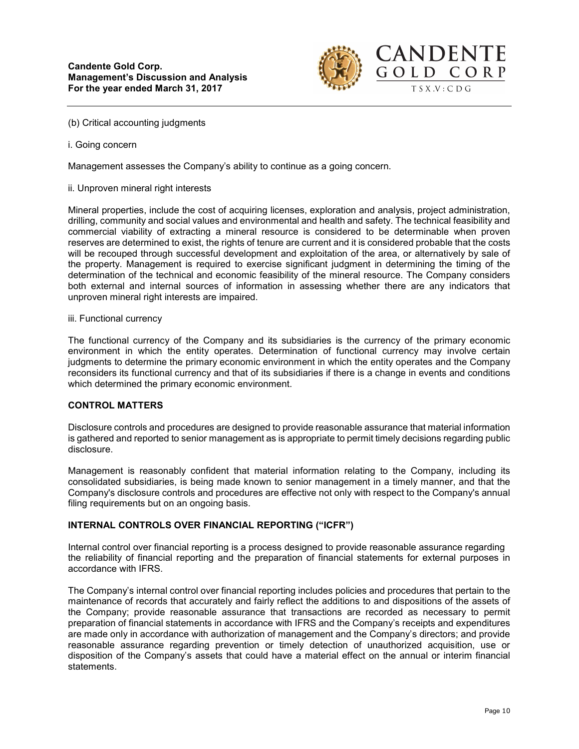(b) Critical accounting judgments

i. Going concern

Management assesses the Company's ability to continue as a going concern.

ii. Unproven mineral right interests

Mineral properties, include the cost of acquiring licenses, exploration and analysis, project administration, drilling, community and social values and environmental and health and safety. The technical feasibility and commercial viability of extracting a mineral resource is considered to be determinable when proven reserves are determined to exist, the rights of tenure are current and it is considered probable that the costs will be recouped through successful development and exploitation of the area, or alternatively by sale of the property. Management is required to exercise significant judgment in determining the timing of the determination of the technical and economic feasibility of the mineral resource. The Company considers both external and internal sources of information in assessing whether there are any indicators that unproven mineral right interests are impaired.

iii. Functional currency

The functional currency of the Company and its subsidiaries is the currency of the primary economic environment in which the entity operates. Determination of functional currency may involve certain judgments to determine the primary economic environment in which the entity operates and the Company reconsiders its functional currency and that of its subsidiaries if there is a change in events and conditions which determined the primary economic environment.

## CONTROL MATTERS

Disclosure controls and procedures are designed to provide reasonable assurance that material information is gathered and reported to senior management as is appropriate to permit timely decisions regarding public disclosure.

Management is reasonably confident that material information relating to the Company, including its consolidated subsidiaries, is being made known to senior management in a timely manner, and that the Company's disclosure controls and procedures are effective not only with respect to the Company's annual filing requirements but on an ongoing basis.

## INTERNAL CONTROLS OVER FINANCIAL REPORTING ("ICFR")

Internal control over financial reporting is a process designed to provide reasonable assurance regarding the reliability of financial reporting and the preparation of financial statements for external purposes in accordance with IFRS.

The Company's internal control over financial reporting includes policies and procedures that pertain to the maintenance of records that accurately and fairly reflect the additions to and dispositions of the assets of the Company; provide reasonable assurance that transactions are recorded as necessary to permit preparation of financial statements in accordance with IFRS and the Company's receipts and expenditures are made only in accordance with authorization of management and the Company's directors; and provide reasonable assurance regarding prevention or timely detection of unauthorized acquisition, use or disposition of the Company's assets that could have a material effect on the annual or interim financial statements.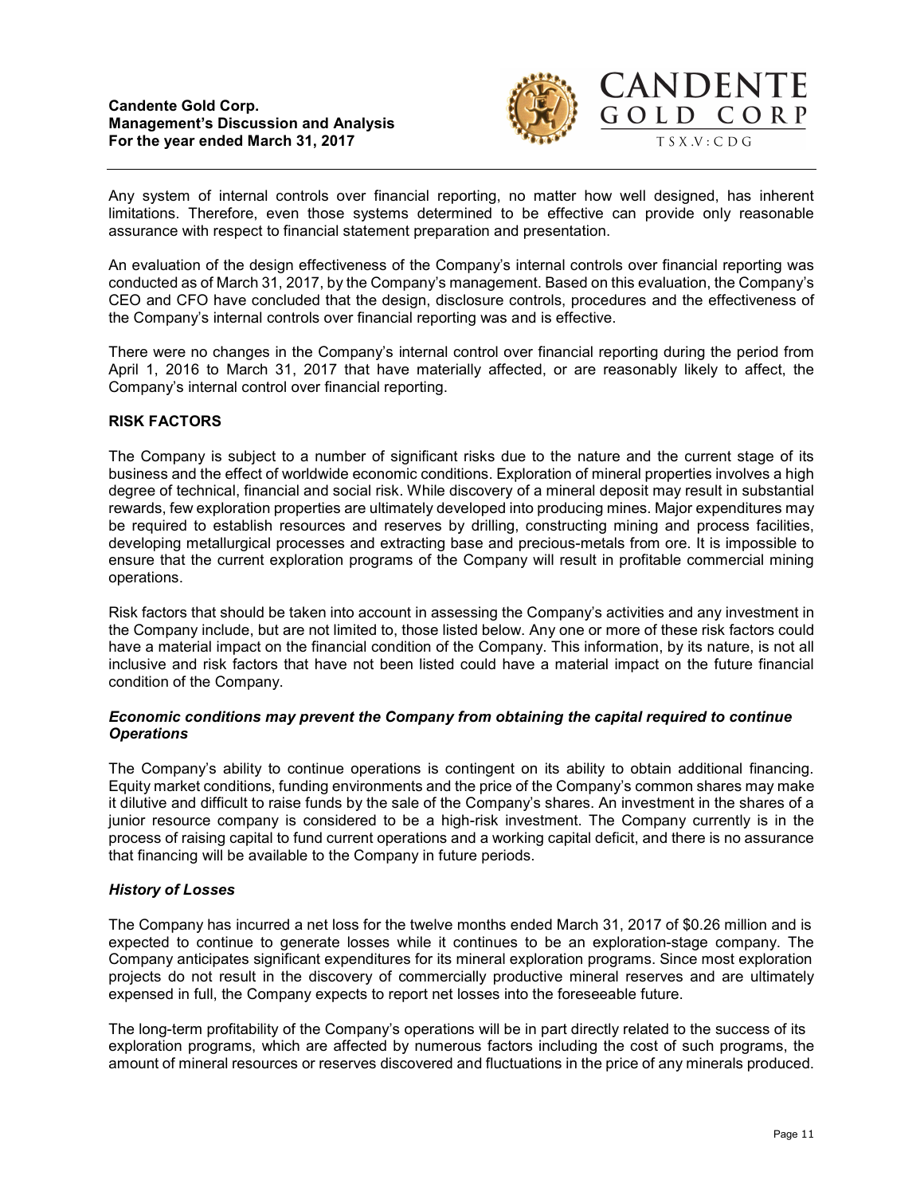Any system of internal controls over financial reporting, no matter how well designed, has inherent limitations. Therefore, even those systems determined to be effective can provide only reasonable assurance with respect to financial statement preparation and presentation.

An evaluation of the design effectiveness of the Company's internal controls over financial reporting was conducted as of March 31, 2017, by the Company's management. Based on this evaluation, the Company's CEO and CFO have concluded that the design, disclosure controls, procedures and the effectiveness of the Company's internal controls over financial reporting was and is effective.

There were no changes in the Company's internal control over financial reporting during the period from April 1, 2016 to March 31, 2017 that have materially affected, or are reasonably likely to affect, the Company's internal control over financial reporting.

## RISK FACTORS

The Company is subject to a number of significant risks due to the nature and the current stage of its business and the effect of worldwide economic conditions. Exploration of mineral properties involves a high degree of technical, financial and social risk. While discovery of a mineral deposit may result in substantial rewards, few exploration properties are ultimately developed into producing mines. Major expenditures may be required to establish resources and reserves by drilling, constructing mining and process facilities, developing metallurgical processes and extracting base and precious-metals from ore. It is impossible to ensure that the current exploration programs of the Company will result in profitable commercial mining operations.

Risk factors that should be taken into account in assessing the Company's activities and any investment in the Company include, but are not limited to, those listed below. Any one or more of these risk factors could have a material impact on the financial condition of the Company. This information, by its nature, is not all inclusive and risk factors that have not been listed could have a material impact on the future financial condition of the Company.

### *Economic conditions may prevent the Company from obtaining the capital required to continue Operations*

The Company's ability to continue operations is contingent on its ability to obtain additional financing. Equity market conditions, funding environments and the price of the Company's common shares may make it dilutive and difficult to raise funds by the sale of the Company's shares. An investment in the shares of a junior resource company is considered to be a high-risk investment. The Company currently is in the process of raising capital to fund current operations and a working capital deficit, and there is no assurance that financing will be available to the Company in future periods.

### *History of Losses*

The Company has incurred a net loss for the twelve months ended March 31, 2017 of $0.26 million and is expected to continue to generate losses while it continues to be an exploration-stage company. The Company anticipates significant expenditures for its mineral exploration programs. Since most exploration projects do not result in the discovery of commercially productive mineral reserves and are ultimately expensed in full, the Company expects to report net losses into the foreseeable future.

The long-term profitability of the Company's operations will be in part directly related to the success of its exploration programs, which are affected by numerous factors including the cost of such programs, the amount of mineral resources or reserves discovered and fluctuations in the price of any minerals produced.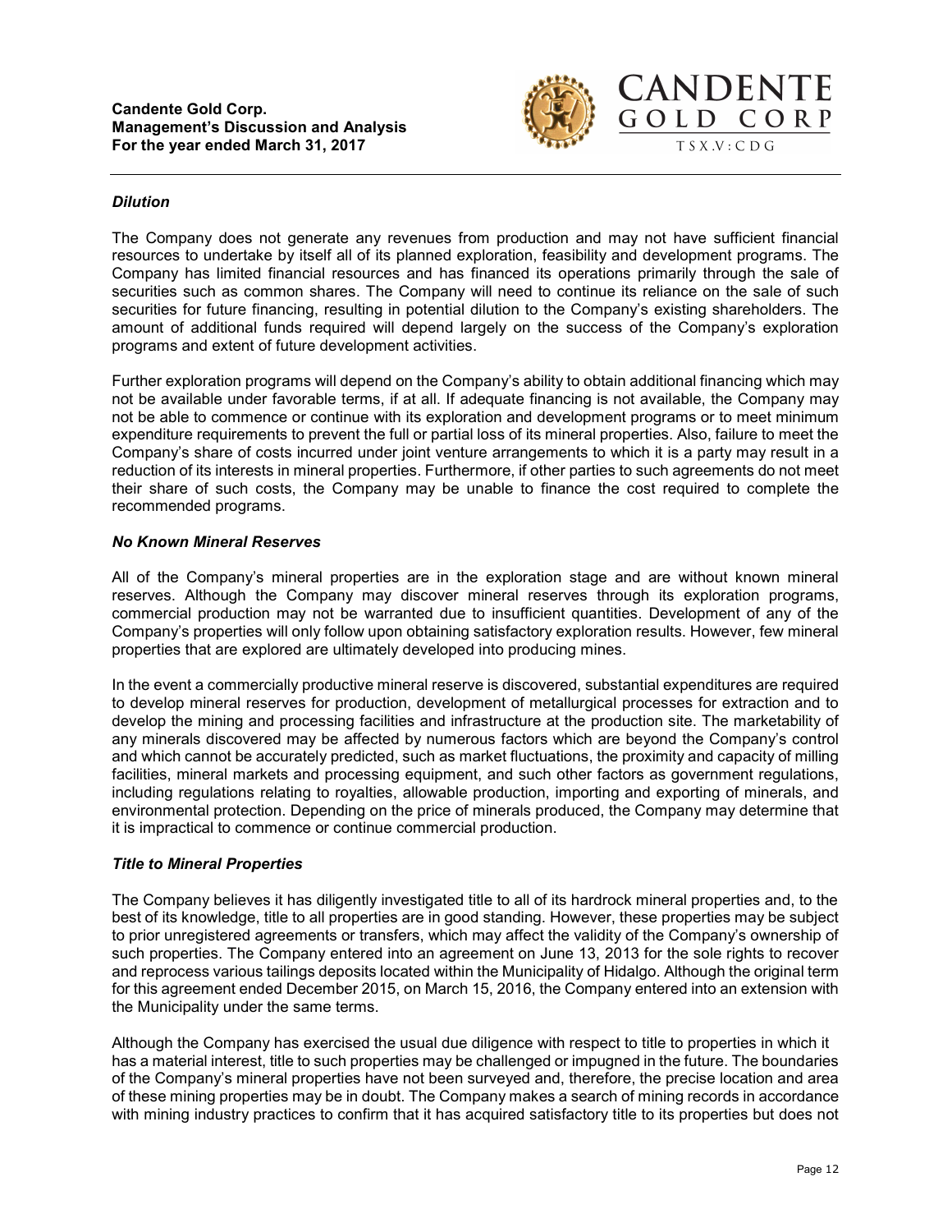### *Dilution*

The Company does not generate any revenues from production and may not have sufficient financial resources to undertake by itself all of its planned exploration, feasibility and development programs. The Company has limited financial resources and has financed its operations primarily through the sale of securities such as common shares. The Company will need to continue its reliance on the sale of such securities for future financing, resulting in potential dilution to the Company's existing shareholders. The amount of additional funds required will depend largely on the success of the Company's exploration programs and extent of future development activities.

Further exploration programs will depend on the Company's ability to obtain additional financing which may not be available under favorable terms, if at all. If adequate financing is not available, the Company may not be able to commence or continue with its exploration and development programs or to meet minimum expenditure requirements to prevent the full or partial loss of its mineral properties. Also, failure to meet the Company's share of costs incurred under joint venture arrangements to which it is a party may result in a reduction of its interests in mineral properties. Furthermore, if other parties to such agreements do not meet their share of such costs, the Company may be unable to finance the cost required to complete the recommended programs.

### *No Known Mineral Reserves*

All of the Company's mineral properties are in the exploration stage and are without known mineral reserves. Although the Company may discover mineral reserves through its exploration programs, commercial production may not be warranted due to insufficient quantities. Development of any of the Company's properties will only follow upon obtaining satisfactory exploration results. However, few mineral properties that are explored are ultimately developed into producing mines.

In the event a commercially productive mineral reserve is discovered, substantial expenditures are required to develop mineral reserves for production, development of metallurgical processes for extraction and to develop the mining and processing facilities and infrastructure at the production site. The marketability of any minerals discovered may be affected by numerous factors which are beyond the Company's control and which cannot be accurately predicted, such as market fluctuations, the proximity and capacity of milling facilities, mineral markets and processing equipment, and such other factors as government regulations, including regulations relating to royalties, allowable production, importing and exporting of minerals, and environmental protection. Depending on the price of minerals produced, the Company may determine that it is impractical to commence or continue commercial production.

### *Title to Mineral Properties*

The Company believes it has diligently investigated title to all of its hardrock mineral properties and, to the best of its knowledge, title to all properties are in good standing. However, these properties may be subject to prior unregistered agreements or transfers, which may affect the validity of the Company's ownership of such properties. The Company entered into an agreement on June 13, 2013 for the sole rights to recover and reprocess various tailings deposits located within the Municipality of Hidalgo. Although the original term for this agreement ended December 2015, on March 15, 2016, the Company entered into an extension with the Municipality under the same terms.

Although the Company has exercised the usual due diligence with respect to title to properties in which it has a material interest, title to such properties may be challenged or impugned in the future. The boundaries of the Company's mineral properties have not been surveyed and, therefore, the precise location and area of these mining properties may be in doubt. The Company makes a search of mining records in accordance with mining industry practices to confirm that it has acquired satisfactory title to its properties but does not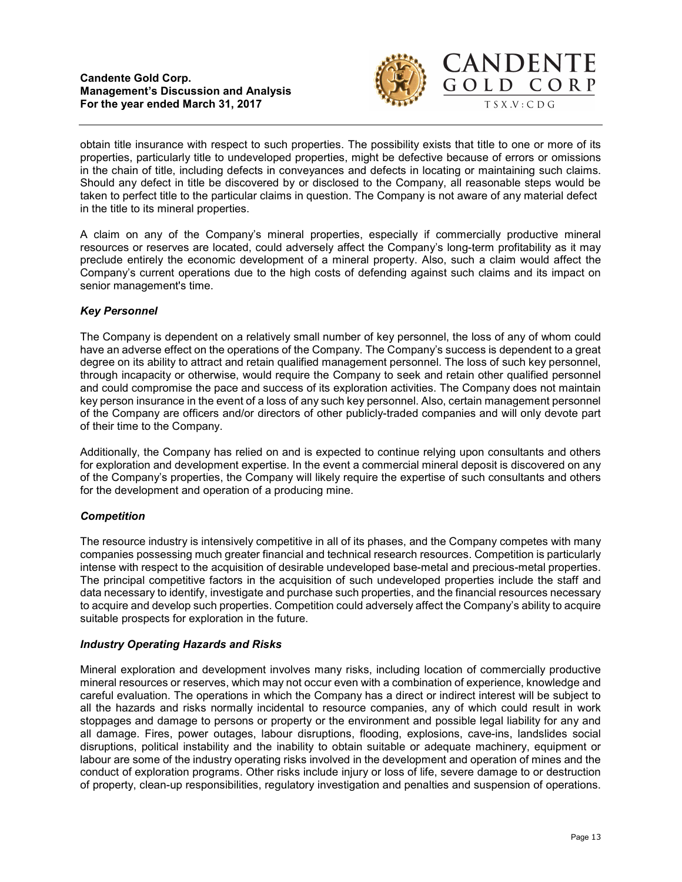obtain title insurance with respect to such properties. The possibility exists that title to one or more of its properties, particularly title to undeveloped properties, might be defective because of errors or omissions in the chain of title, including defects in conveyances and defects in locating or maintaining such claims. Should any defect in title be discovered by or disclosed to the Company, all reasonable steps would be taken to perfect title to the particular claims in question. The Company is not aware of any material defect in the title to its mineral properties.

A claim on any of the Company's mineral properties, especially if commercially productive mineral resources or reserves are located, could adversely affect the Company's long-term profitability as it may preclude entirely the economic development of a mineral property. Also, such a claim would affect the Company's current operations due to the high costs of defending against such claims and its impact on senior management's time.

### *Key Personnel*

The Company is dependent on a relatively small number of key personnel, the loss of any of whom could have an adverse effect on the operations of the Company. The Company's success is dependent to a great degree on its ability to attract and retain qualified management personnel. The loss of such key personnel, through incapacity or otherwise, would require the Company to seek and retain other qualified personnel and could compromise the pace and success of its exploration activities. The Company does not maintain key person insurance in the event of a loss of any such key personnel. Also, certain management personnel of the Company are officers and/or directors of other publicly-traded companies and will only devote part of their time to the Company.

Additionally, the Company has relied on and is expected to continue relying upon consultants and others for exploration and development expertise. In the event a commercial mineral deposit is discovered on any of the Company's properties, the Company will likely require the expertise of such consultants and others for the development and operation of a producing mine.

### *Competition*

The resource industry is intensively competitive in all of its phases, and the Company competes with many companies possessing much greater financial and technical research resources. Competition is particularly intense with respect to the acquisition of desirable undeveloped base-metal and precious-metal properties. The principal competitive factors in the acquisition of such undeveloped properties include the staff and data necessary to identify, investigate and purchase such properties, and the financial resources necessary to acquire and develop such properties. Competition could adversely affect the Company's ability to acquire suitable prospects for exploration in the future.

### *Industry Operating Hazards and Risks*

Mineral exploration and development involves many risks, including location of commercially productive mineral resources or reserves, which may not occur even with a combination of experience, knowledge and careful evaluation. The operations in which the Company has a direct or indirect interest will be subject to all the hazards and risks normally incidental to resource companies, any of which could result in work stoppages and damage to persons or property or the environment and possible legal liability for any and all damage. Fires, power outages, labour disruptions, flooding, explosions, cave-ins, landslides social disruptions, political instability and the inability to obtain suitable or adequate machinery, equipment or labour are some of the industry operating risks involved in the development and operation of mines and the conduct of exploration programs. Other risks include injury or loss of life, severe damage to or destruction of property, clean-up responsibilities, regulatory investigation and penalties and suspension of operations.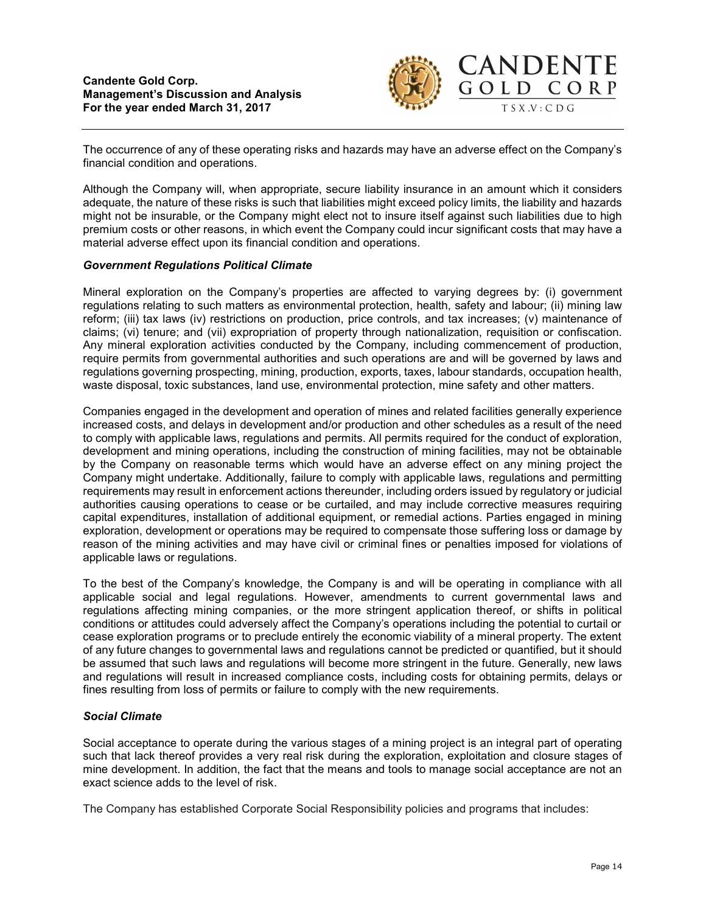The occurrence of any of these operating risks and hazards may have an adverse effect on the Company's financial condition and operations.

Although the Company will, when appropriate, secure liability insurance in an amount which it considers adequate, the nature of these risks is such that liabilities might exceed policy limits, the liability and hazards might not be insurable, or the Company might elect not to insure itself against such liabilities due to high premium costs or other reasons, in which event the Company could incur significant costs that may have a material adverse effect upon its financial condition and operations.

***Government Regulations Political Climate***

Mineral exploration on the Company's properties are affected to varying degrees by: (i) government regulations relating to such matters as environmental protection, health, safety and labour; (ii) mining law reform; (iii) tax laws (iv) restrictions on production, price controls, and tax increases; (v) maintenance of claims; (vi) tenure; and (vii) expropriation of property through nationalization, requisition or confiscation. Any mineral exploration activities conducted by the Company, including commencement of production, require permits from governmental authorities and such operations are and will be governed by laws and regulations governing prospecting, mining, production, exports, taxes, labour standards, occupation health, waste disposal, toxic substances, land use, environmental protection, mine safety and other matters.

Companies engaged in the development and operation of mines and related facilities generally experience increased costs, and delays in development and/or production and other schedules as a result of the need to comply with applicable laws, regulations and permits. All permits required for the conduct of exploration, development and mining operations, including the construction of mining facilities, may not be obtainable by the Company on reasonable terms which would have an adverse effect on any mining project the Company might undertake. Additionally, failure to comply with applicable laws, regulations and permitting requirements may result in enforcement actions thereunder, including orders issued by regulatory or judicial authorities causing operations to cease or be curtailed, and may include corrective measures requiring capital expenditures, installation of additional equipment, or remedial actions. Parties engaged in mining exploration, development or operations may be required to compensate those suffering loss or damage by reason of the mining activities and may have civil or criminal fines or penalties imposed for violations of applicable laws or regulations.

To the best of the Company's knowledge, the Company is and will be operating in compliance with all applicable social and legal regulations. However, amendments to current governmental laws and regulations affecting mining companies, or the more stringent application thereof, or shifts in political conditions or attitudes could adversely affect the Company's operations including the potential to curtail or cease exploration programs or to preclude entirely the economic viability of a mineral property. The extent of any future changes to governmental laws and regulations cannot be predicted or quantified, but it should be assumed that such laws and regulations will become more stringent in the future. Generally, new laws and regulations will result in increased compliance costs, including costs for obtaining permits, delays or fines resulting from loss of permits or failure to comply with the new requirements.

***Social Climate***

Social acceptance to operate during the various stages of a mining project is an integral part of operating such that lack thereof provides a very real risk during the exploration, exploitation and closure stages of mine development. In addition, the fact that the means and tools to manage social acceptance are not an exact science adds to the level of risk.

The Company has established Corporate Social Responsibility policies and programs that includes: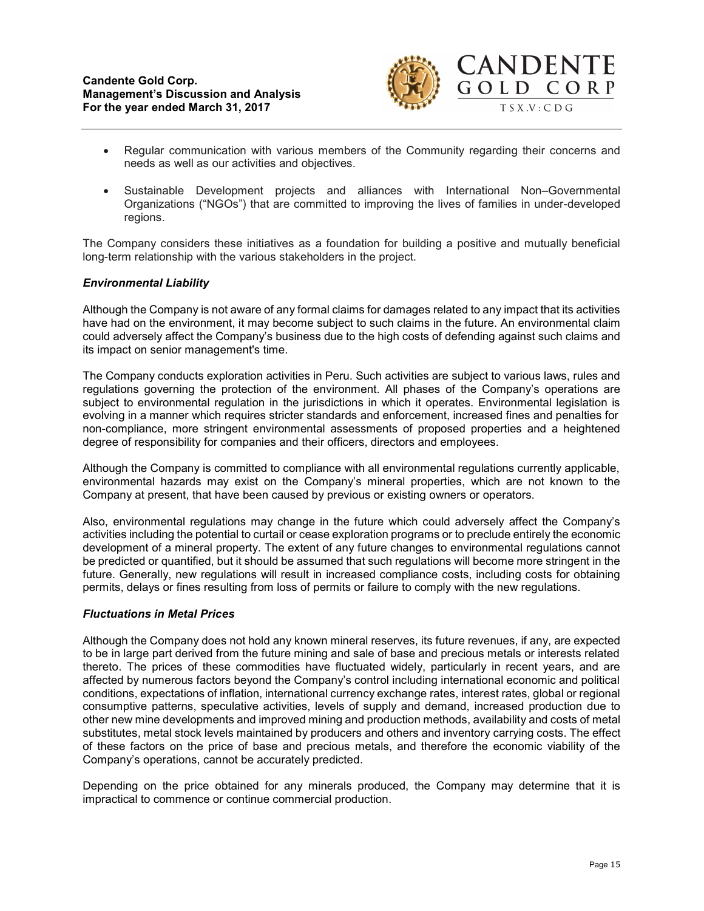- Regular communication with various members of the Community regarding their concerns and needs as well as our activities and objectives.

- Sustainable Development projects and alliances with International Non–Governmental Organizations ("NGOs") that are committed to improving the lives of families in under-developed regions.

The Company considers these initiatives as a foundation for building a positive and mutually beneficial long-term relationship with the various stakeholders in the project.

***Environmental Liability***

Although the Company is not aware of any formal claims for damages related to any impact that its activities have had on the environment, it may become subject to such claims in the future. An environmental claim could adversely affect the Company's business due to the high costs of defending against such claims and its impact on senior management's time.

The Company conducts exploration activities in Peru. Such activities are subject to various laws, rules and regulations governing the protection of the environment. All phases of the Company's operations are subject to environmental regulation in the jurisdictions in which it operates. Environmental legislation is evolving in a manner which requires stricter standards and enforcement, increased fines and penalties for non-compliance, more stringent environmental assessments of proposed properties and a heightened degree of responsibility for companies and their officers, directors and employees.

Although the Company is committed to compliance with all environmental regulations currently applicable, environmental hazards may exist on the Company's mineral properties, which are not known to the Company at present, that have been caused by previous or existing owners or operators.

Also, environmental regulations may change in the future which could adversely affect the Company's activities including the potential to curtail or cease exploration programs or to preclude entirely the economic development of a mineral property. The extent of any future changes to environmental regulations cannot be predicted or quantified, but it should be assumed that such regulations will become more stringent in the future. Generally, new regulations will result in increased compliance costs, including costs for obtaining permits, delays or fines resulting from loss of permits or failure to comply with the new regulations.

***Fluctuations in Metal Prices***

Although the Company does not hold any known mineral reserves, its future revenues, if any, are expected to be in large part derived from the future mining and sale of base and precious metals or interests related thereto. The prices of these commodities have fluctuated widely, particularly in recent years, and are affected by numerous factors beyond the Company's control including international economic and political conditions, expectations of inflation, international currency exchange rates, interest rates, global or regional consumptive patterns, speculative activities, levels of supply and demand, increased production due to other new mine developments and improved mining and production methods, availability and costs of metal substitutes, metal stock levels maintained by producers and others and inventory carrying costs. The effect of these factors on the price of base and precious metals, and therefore the economic viability of the Company's operations, cannot be accurately predicted.

Depending on the price obtained for any minerals produced, the Company may determine that it is impractical to commence or continue commercial production.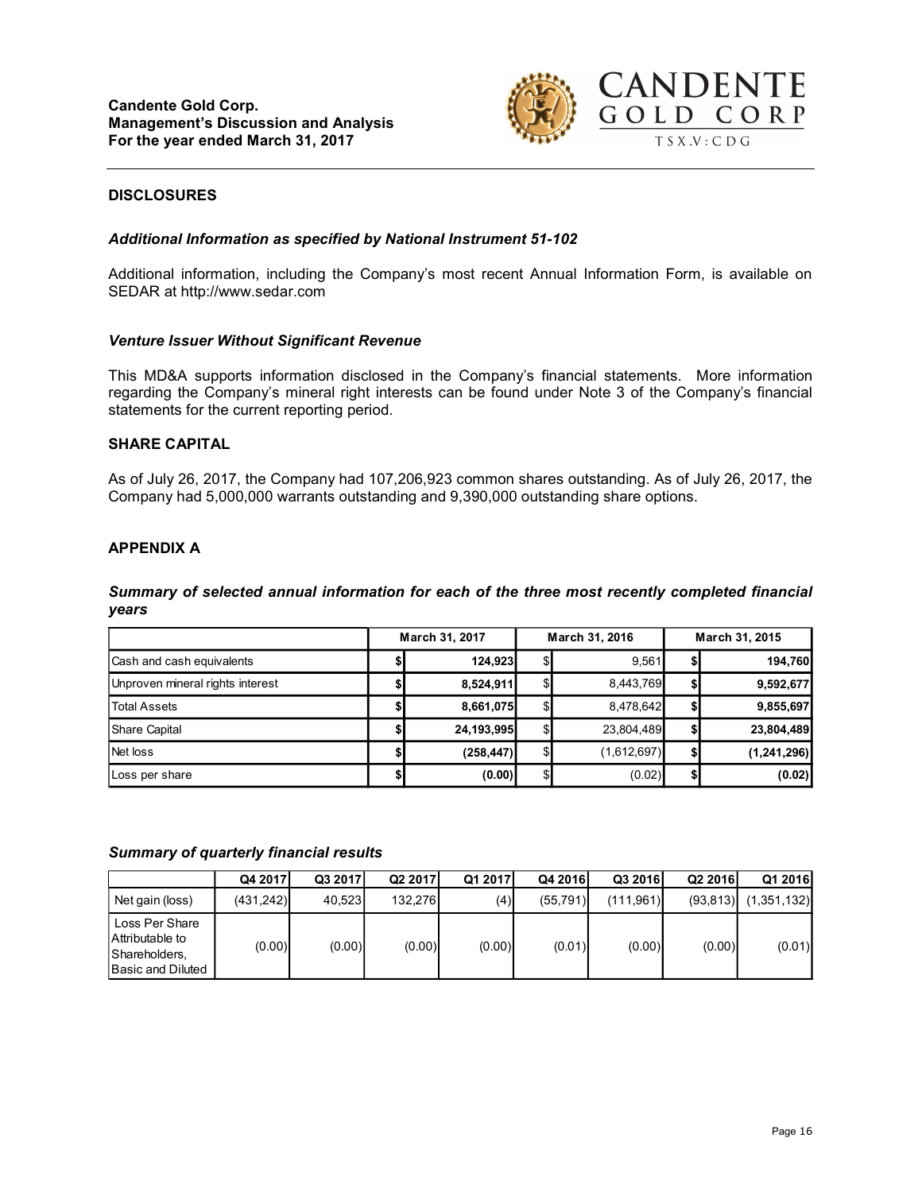## DISCLOSURES

### *Additional Information as specified by National Instrument 51-102*

Additional information, including the Company's most recent Annual Information Form, is available on SEDAR at http://www.sedar.com

### *Venture Issuer Without Significant Revenue*

This MD&A supports information disclosed in the Company's financial statements. More information regarding the Company's mineral right interests can be found under Note 3 of the Company's financial statements for the current reporting period.

## SHARE CAPITAL

As of July 26, 2017, the Company had 107,206,923 common shares outstanding. As of July 26, 2017, the Company had 5,000,000 warrants outstanding and 9,390,000 outstanding share options.

## APPENDIX A

### *Summary of selected annual information for each of the three most recently completed financial years*

| | March 31, 2017 | | March 31, 2016 | | March 31, 2015 | |
|---|---|---|---|---|---|---|
| Cash and cash equivalents | $ | **124,923** | $ | 9,561 | $ | **194,760** |
| Unproven mineral rights interest | $ | **8,524,911** | $ | 8,443,769 | $ | **9,592,677** |
| Total Assets | $ | **8,661,075** | $ | 8,478,642 | $ | **9,855,697** |
| Share Capital | $ | **24,193,995** | $ | 23,804,489 | $ | **23,804,489** |
| Net loss | $ | **(258,447)** | $ | (1,612,697) | $ | **(1,241,296)** |
| Loss per share | $ | **(0.00)** | $ | (0.02) | $ | **(0.02)** |

### *Summary of quarterly financial results*

| | Q4 2017 | Q3 2017 | Q2 2017 | Q1 2017 | Q4 2016 | Q3 2016 | Q2 2016 | Q1 2016 |
|---|---|---|---|---|---|---|---|---|
| Net gain (loss) | (431,242) | 40,523 | 132,276 | (4) | (55,791) | (111,961) | (93,813) | (1,351,132) |
| Loss Per Share Attributable to Shareholders, Basic and Diluted | (0.00) | (0.00) | (0.00) | (0.00) | (0.01) | (0.00) | (0.00) | (0.01) |